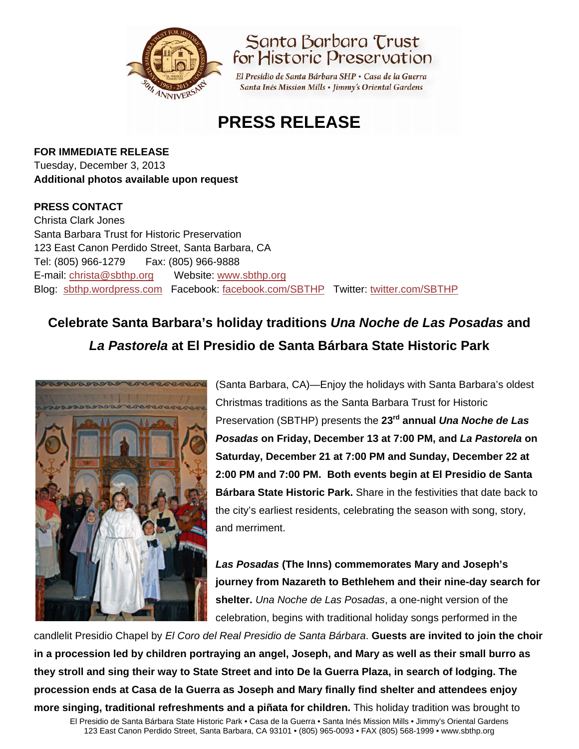Santa Barbara Trust for Historic Preservation

El Presidio de Santa Bárbara SHP • Casa de la Guerra • Santa Inés Mission Mills • Jimmy's Oriental Gardens

# PRESS RELEASE

**FOR IMMEDIATE RELEASE**
Tuesday, December 3, 2013
**Additional photos available upon request**

**PRESS CONTACT**
Christa Clark Jones
Santa Barbara Trust for Historic Preservation
123 East Canon Perdido Street, Santa Barbara, CA
Tel: (805) 966-1279 Fax: (805) 966-9888
E-mail: christa@sbthp.org Website: www.sbthp.org
Blog: sbthp.wordpress.com Facebook: facebook.com/SBTHP Twitter: twitter.com/SBTHP

## Celebrate Santa Barbara's holiday traditions *Una Noche de Las Posadas* and *La Pastorela* at El Presidio de Santa Bárbara State Historic Park

(Santa Barbara, CA)—Enjoy the holidays with Santa Barbara's oldest Christmas traditions as the Santa Barbara Trust for Historic Preservation (SBTHP) presents the **23rd annual *Una Noche de Las Posadas* on Friday, December 13 at 7:00 PM, and *La Pastorela* on Saturday, December 21 at 7:00 PM and Sunday, December 22 at 2:00 PM and 7:00 PM. Both events begin at El Presidio de Santa Bárbara State Historic Park.** Share in the festivities that date back to the city's earliest residents, celebrating the season with song, story, and merriment.

***Las Posadas* (The Inns) commemorates Mary and Joseph's journey from Nazareth to Bethlehem and their nine-day search for shelter.** *Una Noche de Las Posadas*, a one-night version of the celebration, begins with traditional holiday songs performed in the candlelit Presidio Chapel by *El Coro del Real Presidio de Santa Bárbara*. **Guests are invited to join the choir in a procession led by children portraying an angel, Joseph, and Mary as well as their small burro as they stroll and sing their way to State Street and into De la Guerra Plaza, in search of lodging. The procession ends at Casa de la Guerra as Joseph and Mary finally find shelter and attendees enjoy more singing, traditional refreshments and a piñata for children.** This holiday tradition was brought to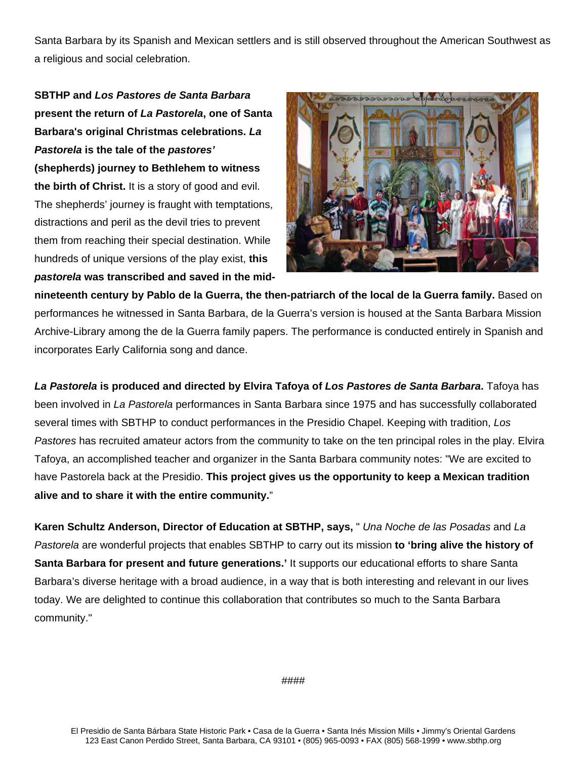Santa Barbara by its Spanish and Mexican settlers and is still observed throughout the American Southwest as a religious and social celebration.

**SBTHP and *Los Pastores de Santa Barbara* present the return of *La Pastorela*, one of Santa Barbara's original Christmas celebrations. *La Pastorela* is the tale of the *pastores'* (shepherds) journey to Bethlehem to witness the birth of Christ.** It is a story of good and evil. The shepherds' journey is fraught with temptations, distractions and peril as the devil tries to prevent them from reaching their special destination. While hundreds of unique versions of the play exist, **this *pastorela* was transcribed and saved in the mid-nineteenth century by Pablo de la Guerra, the then-patriarch of the local de la Guerra family.** Based on performances he witnessed in Santa Barbara, de la Guerra's version is housed at the Santa Barbara Mission Archive-Library among the de la Guerra family papers. The performance is conducted entirely in Spanish and incorporates Early California song and dance.

***La Pastorela* is produced and directed by Elvira Tafoya of *Los Pastores de Santa Barbara*.** Tafoya has been involved in *La Pastorela* performances in Santa Barbara since 1975 and has successfully collaborated several times with SBTHP to conduct performances in the Presidio Chapel. Keeping with tradition, *Los Pastores* has recruited amateur actors from the community to take on the ten principal roles in the play. Elvira Tafoya, an accomplished teacher and organizer in the Santa Barbara community notes: "We are excited to have Pastorela back at the Presidio. **This project gives us the opportunity to keep a Mexican tradition alive and to share it with the entire community.**"

**Karen Schultz Anderson, Director of Education at SBTHP, says,** " *Una Noche de las Posadas* and *La Pastorela* are wonderful projects that enables SBTHP to carry out its mission **to 'bring alive the history of Santa Barbara for present and future generations.'** It supports our educational efforts to share Santa Barbara's diverse heritage with a broad audience, in a way that is both interesting and relevant in our lives today. We are delighted to continue this collaboration that contributes so much to the Santa Barbara community."

####

El Presidio de Santa Bárbara State Historic Park • Casa de la Guerra • Santa Inés Mission Mills • Jimmy's Oriental Gardens
123 East Canon Perdido Street, Santa Barbara, CA 93101 • (805) 965-0093 • FAX (805) 568-1999 • www.sbthp.org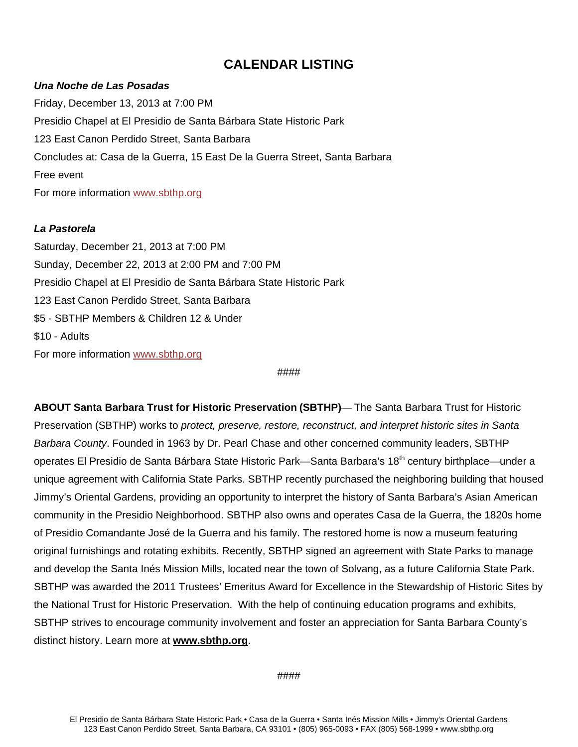# CALENDAR LISTING

***Una Noche de Las Posadas***

Friday, December 13, 2013 at 7:00 PM
Presidio Chapel at El Presidio de Santa Bárbara State Historic Park
123 East Canon Perdido Street, Santa Barbara
Concludes at: Casa de la Guerra, 15 East De la Guerra Street, Santa Barbara
Free event
For more information www.sbthp.org

***La Pastorela***

Saturday, December 21, 2013 at 7:00 PM
Sunday, December 22, 2013 at 2:00 PM and 7:00 PM
Presidio Chapel at El Presidio de Santa Bárbara State Historic Park
123 East Canon Perdido Street, Santa Barbara
$5 - SBTHP Members & Children 12 & Under
$10 - Adults
For more information www.sbthp.org

####

**ABOUT Santa Barbara Trust for Historic Preservation (SBTHP)**— The Santa Barbara Trust for Historic Preservation (SBTHP) works to *protect, preserve, restore, reconstruct, and interpret historic sites in Santa Barbara County*. Founded in 1963 by Dr. Pearl Chase and other concerned community leaders, SBTHP operates El Presidio de Santa Bárbara State Historic Park—Santa Barbara's 18th century birthplace—under a unique agreement with California State Parks. SBTHP recently purchased the neighboring building that housed Jimmy's Oriental Gardens, providing an opportunity to interpret the history of Santa Barbara's Asian American community in the Presidio Neighborhood. SBTHP also owns and operates Casa de la Guerra, the 1820s home of Presidio Comandante José de la Guerra and his family. The restored home is now a museum featuring original furnishings and rotating exhibits. Recently, SBTHP signed an agreement with State Parks to manage and develop the Santa Inés Mission Mills, located near the town of Solvang, as a future California State Park. SBTHP was awarded the 2011 Trustees' Emeritus Award for Excellence in the Stewardship of Historic Sites by the National Trust for Historic Preservation. With the help of continuing education programs and exhibits, SBTHP strives to encourage community involvement and foster an appreciation for Santa Barbara County's distinct history. Learn more at **www.sbthp.org**.

####

El Presidio de Santa Bárbara State Historic Park • Casa de la Guerra • Santa Inés Mission Mills • Jimmy's Oriental Gardens
123 East Canon Perdido Street, Santa Barbara, CA 93101 • (805) 965-0093 • FAX (805) 568-1999 • www.sbthp.org